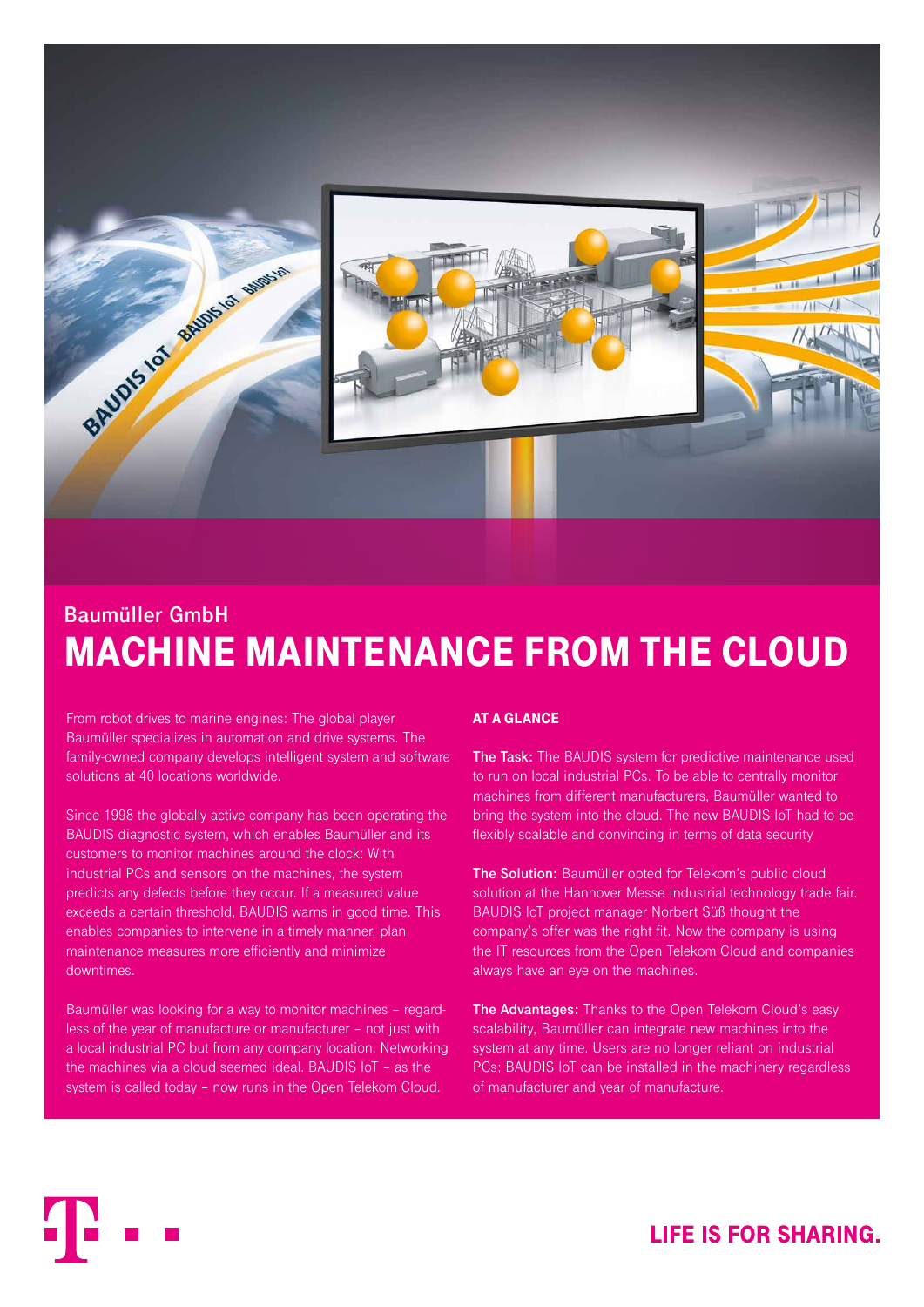Baumüller GmbH

# MACHINE MAINTENANCE FROM THE CLOUD

From robot drives to marine engines: The global player Baumüller specializes in automation and drive systems. The family-owned company develops intelligent system and software solutions at 40 locations worldwide.

Since 1998 the globally active company has been operating the BAUDIS diagnostic system, which enables Baumüller and its customers to monitor machines around the clock: With industrial PCs and sensors on the machines, the system predicts any defects before they occur. If a measured value exceeds a certain threshold, BAUDIS warns in good time. This enables companies to intervene in a timely manner, plan maintenance measures more efficiently and minimize downtimes.

Baumüller was looking for a way to monitor machines – regardless of the year of manufacture or manufacturer – not just with a local industrial PC but from any company location. Networking the machines via a cloud seemed ideal. BAUDIS IoT – as the system is called today – now runs in the Open Telekom Cloud.

## AT A GLANCE

**The Task:** The BAUDIS system for predictive maintenance used to run on local industrial PCs. To be able to centrally monitor machines from different manufacturers, Baumüller wanted to bring the system into the cloud. The new BAUDIS IoT had to be flexibly scalable and convincing in terms of data security

**The Solution:** Baumüller opted for Telekom's public cloud solution at the Hannover Messe industrial technology trade fair. BAUDIS IoT project manager Norbert Süß thought the company's offer was the right fit. Now the company is using the IT resources from the Open Telekom Cloud and companies always have an eye on the machines.

**The Advantages:** Thanks to the Open Telekom Cloud's easy scalability, Baumüller can integrate new machines into the system at any time. Users are no longer reliant on industrial PCs; BAUDIS IoT can be installed in the machinery regardless of manufacturer and year of manufacture.

LIFE IS FOR SHARING.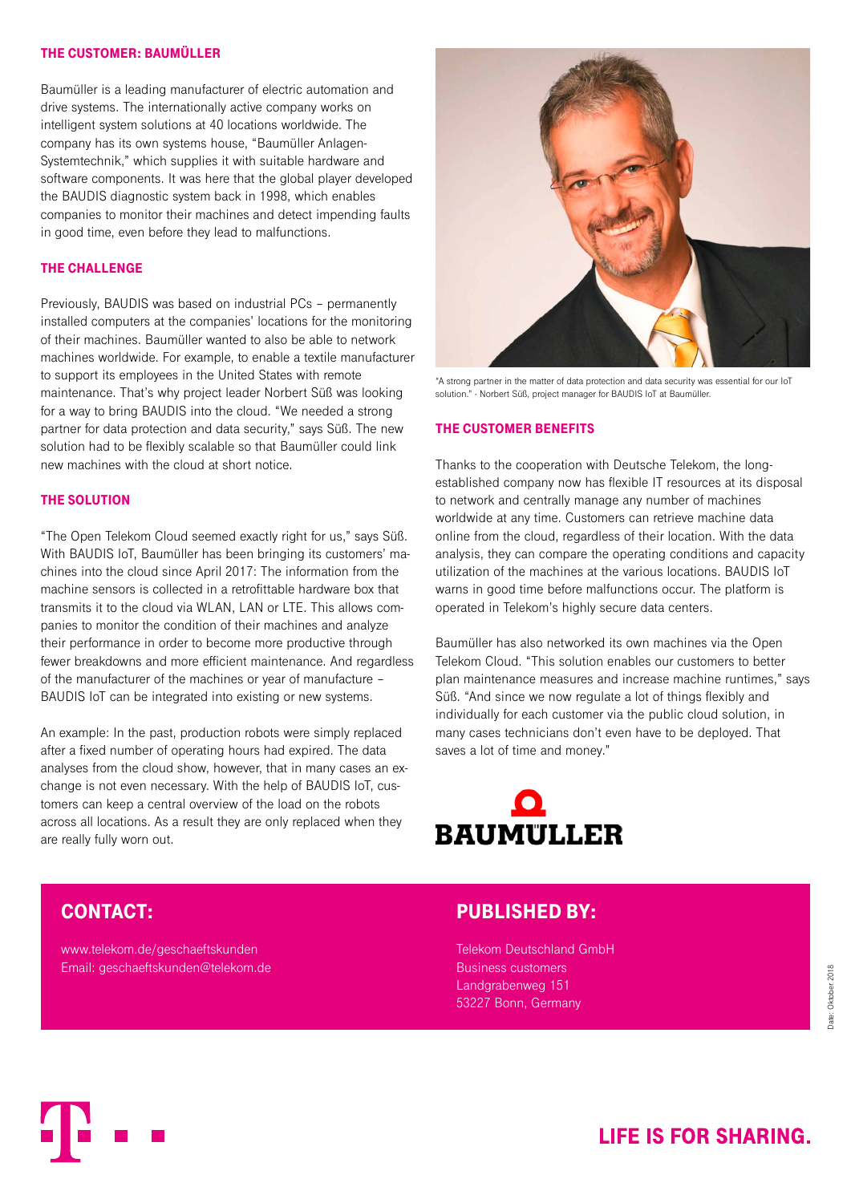## THE CUSTOMER: BAUMÜLLER

Baumüller is a leading manufacturer of electric automation and drive systems. The internationally active company works on intelligent system solutions at 40 locations worldwide. The company has its own systems house, "Baumüller Anlagen-Systemtechnik," which supplies it with suitable hardware and software components. It was here that the global player developed the BAUDIS diagnostic system back in 1998, which enables companies to monitor their machines and detect impending faults in good time, even before they lead to malfunctions.

## THE CHALLENGE

Previously, BAUDIS was based on industrial PCs – permanently installed computers at the companies' locations for the monitoring of their machines. Baumüller wanted to also be able to network machines worldwide. For example, to enable a textile manufacturer to support its employees in the United States with remote maintenance. That's why project leader Norbert Süß was looking for a way to bring BAUDIS into the cloud. "We needed a strong partner for data protection and data security," says Süß. The new solution had to be flexibly scalable so that Baumüller could link new machines with the cloud at short notice.

## THE SOLUTION

"The Open Telekom Cloud seemed exactly right for us," says Süß. With BAUDIS IoT, Baumüller has been bringing its customers' machines into the cloud since April 2017: The information from the machine sensors is collected in a retrofittable hardware box that transmits it to the cloud via WLAN, LAN or LTE. This allows companies to monitor the condition of their machines and analyze their performance in order to become more productive through fewer breakdowns and more efficient maintenance. And regardless of the manufacturer of the machines or year of manufacture – BAUDIS IoT can be integrated into existing or new systems.

An example: In the past, production robots were simply replaced after a fixed number of operating hours had expired. The data analyses from the cloud show, however, that in many cases an exchange is not even necessary. With the help of BAUDIS IoT, customers can keep a central overview of the load on the robots across all locations. As a result they are only replaced when they are really fully worn out.

"A strong partner in the matter of data protection and data security was essential for our IoT solution." - Norbert Süß, project manager for BAUDIS IoT at Baumüller.

## THE CUSTOMER BENEFITS

Thanks to the cooperation with Deutsche Telekom, the long-established company now has flexible IT resources at its disposal to network and centrally manage any number of machines worldwide at any time. Customers can retrieve machine data online from the cloud, regardless of their location. With the data analysis, they can compare the operating conditions and capacity utilization of the machines at the various locations. BAUDIS IoT warns in good time before malfunctions occur. The platform is operated in Telekom's highly secure data centers.

Baumüller has also networked its own machines via the Open Telekom Cloud. "This solution enables our customers to better plan maintenance measures and increase machine runtimes," says Süß. "And since we now regulate a lot of things flexibly and individually for each customer via the public cloud solution, in many cases technicians don't even have to be deployed. That saves a lot of time and money."

BAUMÜLLER

## CONTACT:

www.telekom.de/geschaeftskunden
Email: geschaeftskunden@telekom.de

## PUBLISHED BY:

Telekom Deutschland GmbH
Business customers
Landgrabenweg 151
53227 Bonn, Germany

Date: Oktober 2018

LIFE IS FOR SHARING.